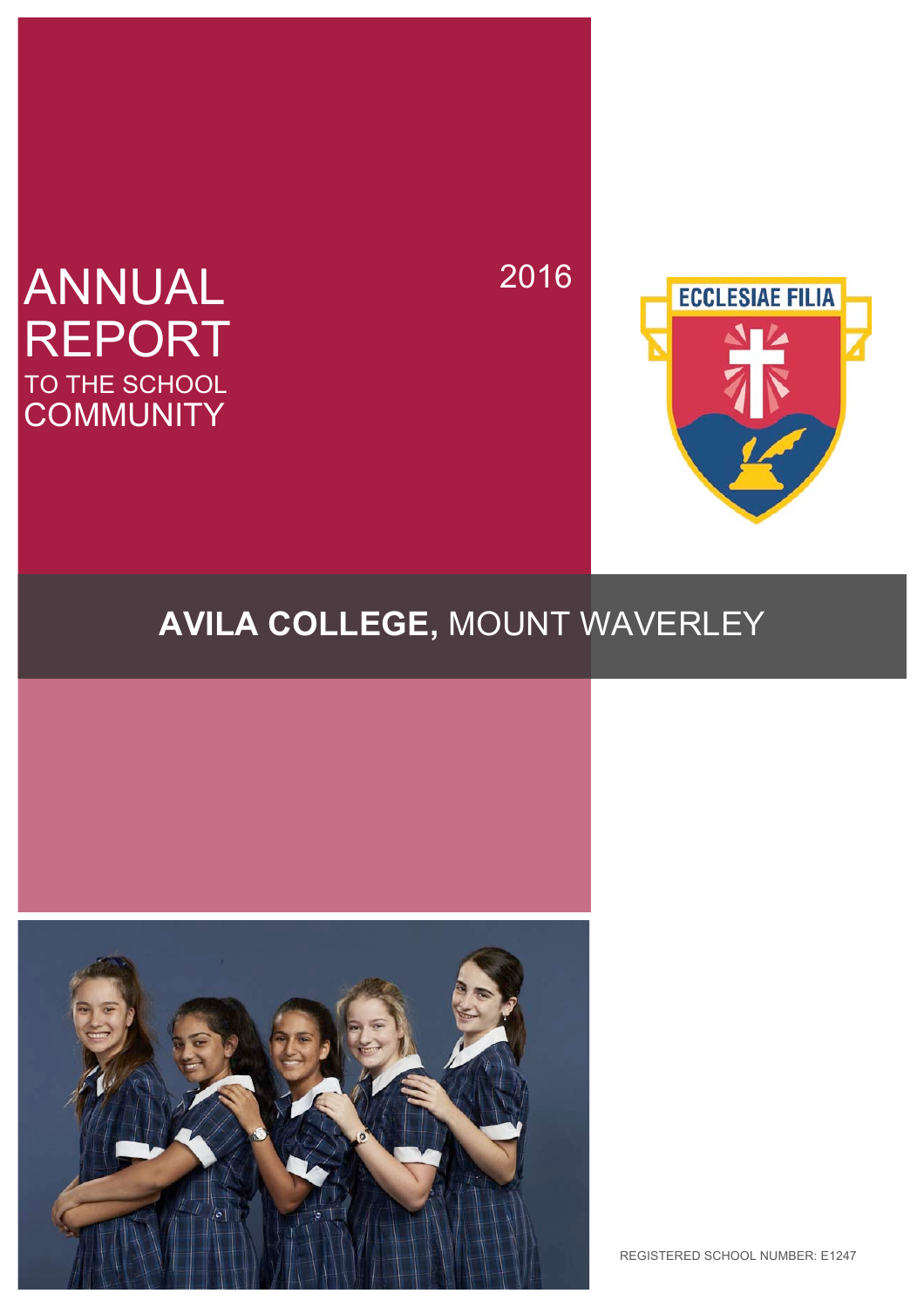# ANNUAL REPORT

TO THE SCHOOL COMMUNITY

2016

ECCLESIAE FILIA

## AVILA COLLEGE, MOUNT WAVERLEY

REGISTERED SCHOOL NUMBER: E1247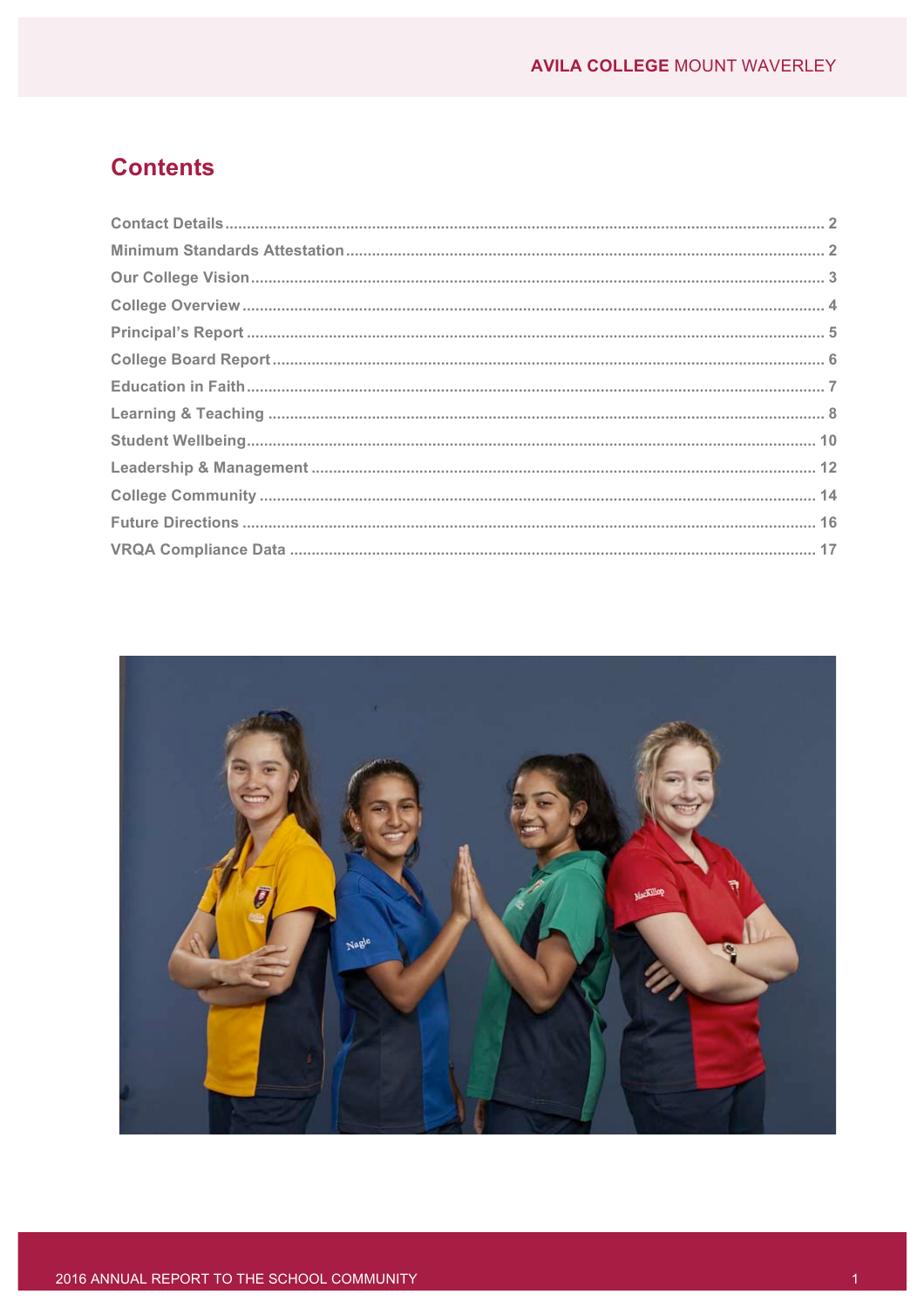# Contents

Contact Details........................................................................................................................ 2

Minimum Standards Attestation.............................................................................................. 2

Our College Vision.................................................................................................................. 3

College Overview.................................................................................................................... 4

Principal's Report.................................................................................................................... 5

College Board Report.............................................................................................................. 6

Education in Faith.................................................................................................................... 7

Learning & Teaching ............................................................................................................... 8

Student Wellbeing.................................................................................................................. 10

Leadership & Management ................................................................................................... 12

College Community ............................................................................................................... 14

Future Directions ................................................................................................................... 16

VRQA Compliance Data ....................................................................................................... 17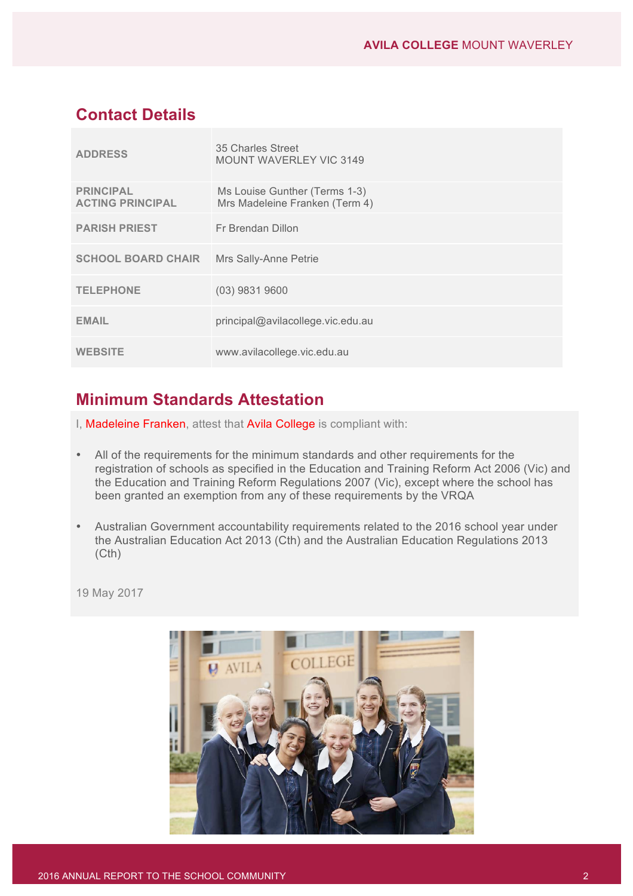## Contact Details

| | |
|---|---|
| ADDRESS | 35 Charles Street<br>MOUNT WAVERLEY VIC 3149 |
| PRINCIPAL<br>ACTING PRINCIPAL | Ms Louise Gunther (Terms 1-3)<br>Mrs Madeleine Franken (Term 4) |
| PARISH PRIEST | Fr Brendan Dillon |
| SCHOOL BOARD CHAIR | Mrs Sally-Anne Petrie |
| TELEPHONE | (03) 9831 9600 |
| EMAIL | principal@avilacollege.vic.edu.au |
| WEBSITE | www.avilacollege.vic.edu.au |

## Minimum Standards Attestation

I, Madeleine Franken, attest that Avila College is compliant with:

- All of the requirements for the minimum standards and other requirements for the registration of schools as specified in the Education and Training Reform Act 2006 (Vic) and the Education and Training Reform Regulations 2007 (Vic), except where the school has been granted an exemption from any of these requirements by the VRQA

- Australian Government accountability requirements related to the 2016 school year under the Australian Education Act 2013 (Cth) and the Australian Education Regulations 2013 (Cth)

19 May 2017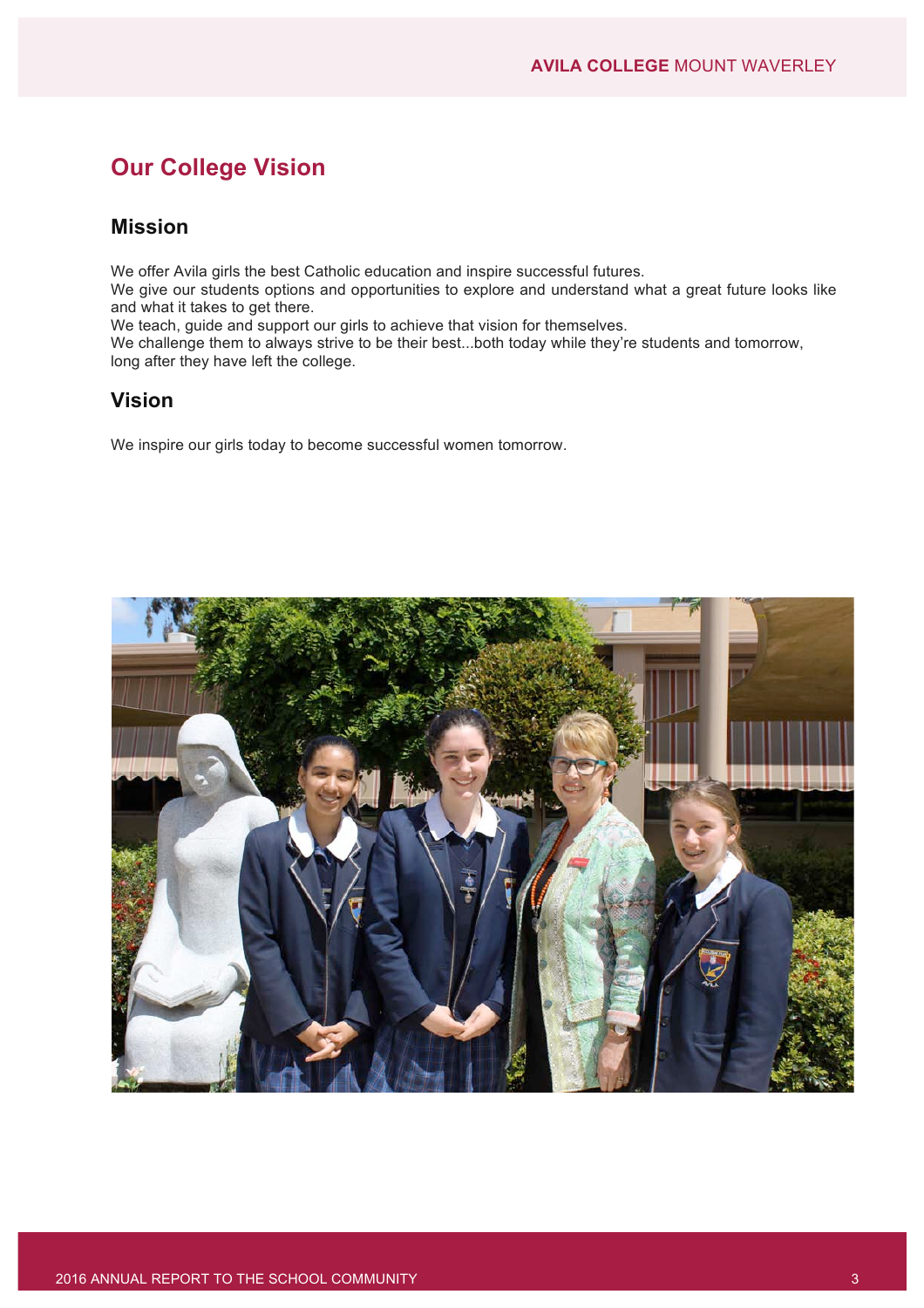## Our College Vision

### Mission

We offer Avila girls the best Catholic education and inspire successful futures.
We give our students options and opportunities to explore and understand what a great future looks like and what it takes to get there.
We teach, guide and support our girls to achieve that vision for themselves.
We challenge them to always strive to be their best...both today while they're students and tomorrow, long after they have left the college.

### Vision

We inspire our girls today to become successful women tomorrow.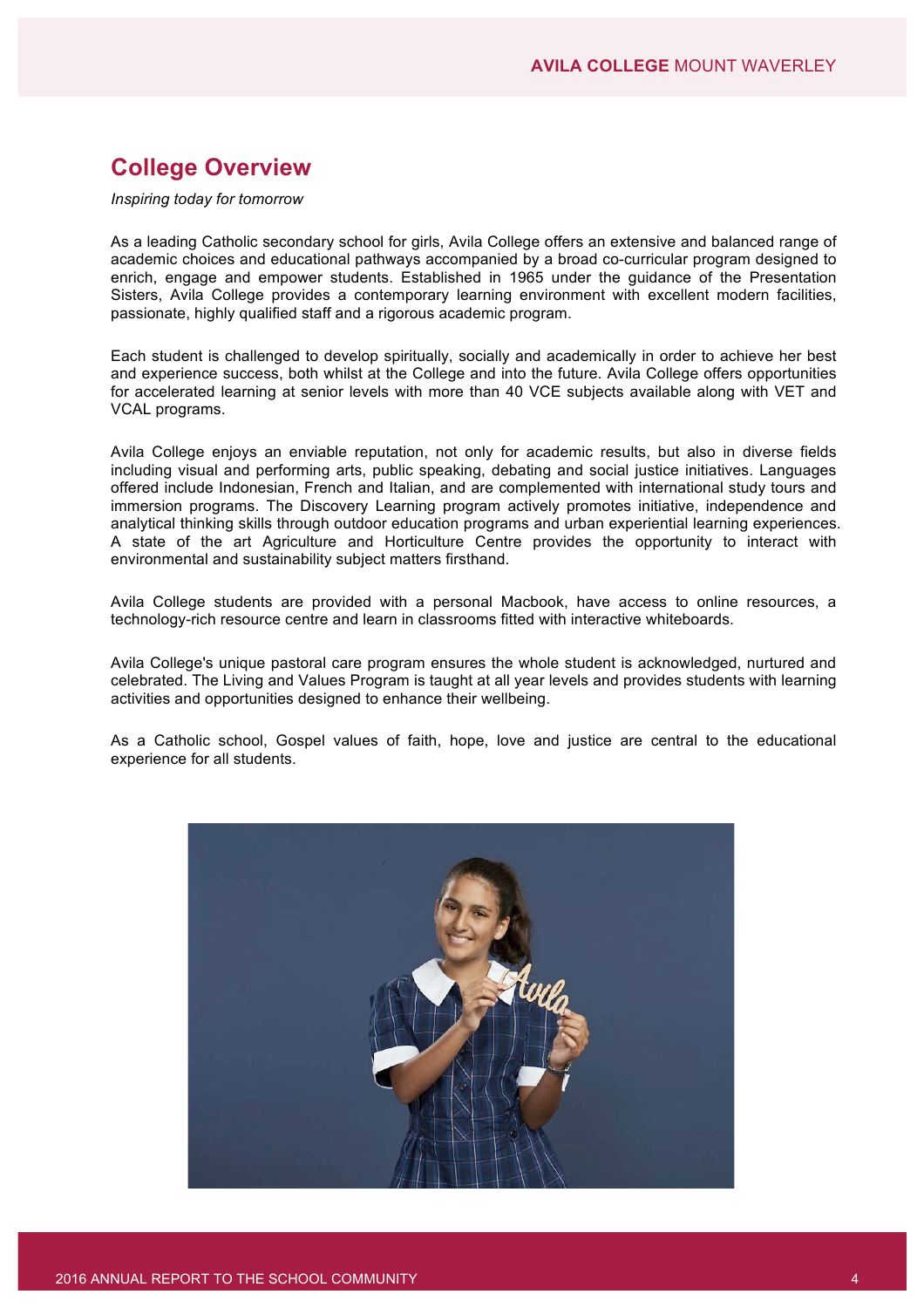## College Overview

*Inspiring today for tomorrow*

As a leading Catholic secondary school for girls, Avila College offers an extensive and balanced range of academic choices and educational pathways accompanied by a broad co-curricular program designed to enrich, engage and empower students. Established in 1965 under the guidance of the Presentation Sisters, Avila College provides a contemporary learning environment with excellent modern facilities, passionate, highly qualified staff and a rigorous academic program.

Each student is challenged to develop spiritually, socially and academically in order to achieve her best and experience success, both whilst at the College and into the future. Avila College offers opportunities for accelerated learning at senior levels with more than 40 VCE subjects available along with VET and VCAL programs.

Avila College enjoys an enviable reputation, not only for academic results, but also in diverse fields including visual and performing arts, public speaking, debating and social justice initiatives. Languages offered include Indonesian, French and Italian, and are complemented with international study tours and immersion programs. The Discovery Learning program actively promotes initiative, independence and analytical thinking skills through outdoor education programs and urban experiential learning experiences. A state of the art Agriculture and Horticulture Centre provides the opportunity to interact with environmental and sustainability subject matters firsthand.

Avila College students are provided with a personal Macbook, have access to online resources, a technology-rich resource centre and learn in classrooms fitted with interactive whiteboards.

Avila College's unique pastoral care program ensures the whole student is acknowledged, nurtured and celebrated. The Living and Values Program is taught at all year levels and provides students with learning activities and opportunities designed to enhance their wellbeing.

As a Catholic school, Gospel values of faith, hope, love and justice are central to the educational experience for all students.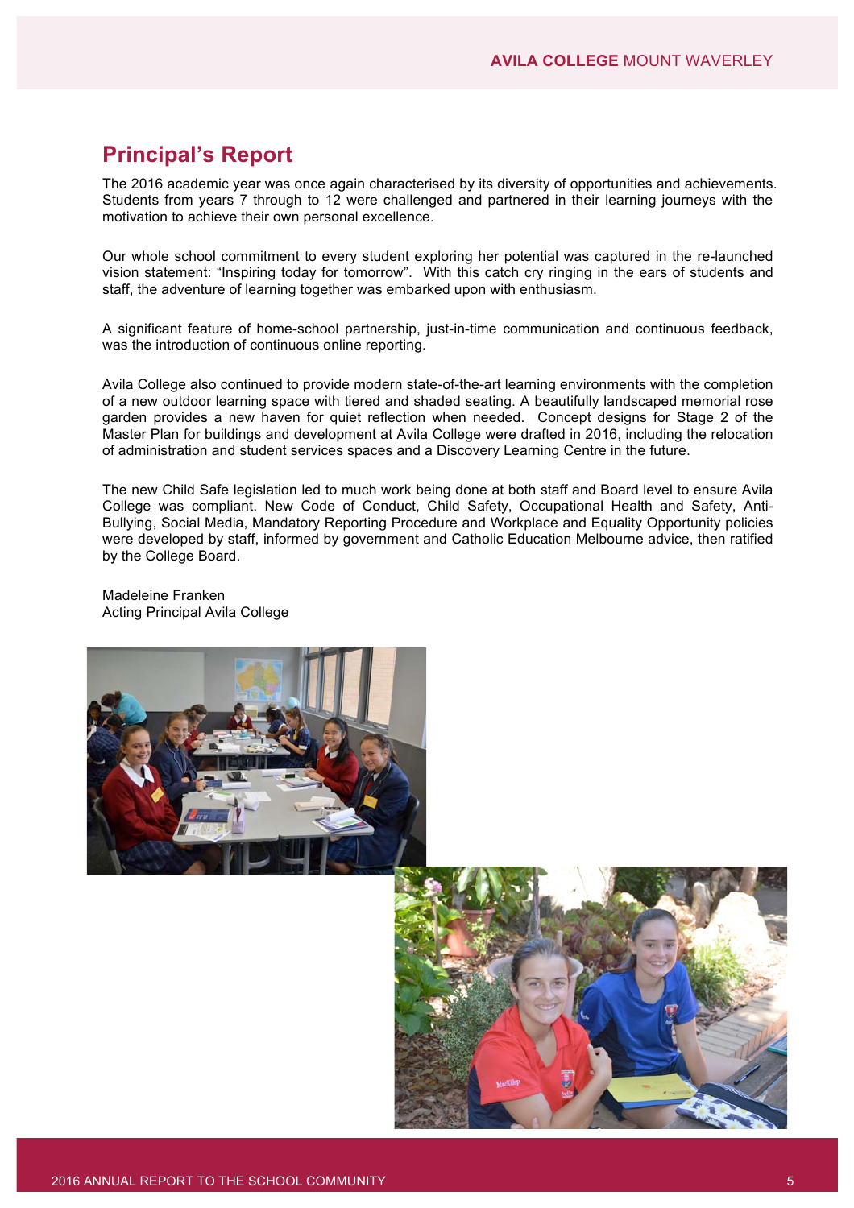## Principal's Report

The 2016 academic year was once again characterised by its diversity of opportunities and achievements. Students from years 7 through to 12 were challenged and partnered in their learning journeys with the motivation to achieve their own personal excellence.

Our whole school commitment to every student exploring her potential was captured in the re-launched vision statement: "Inspiring today for tomorrow". With this catch cry ringing in the ears of students and staff, the adventure of learning together was embarked upon with enthusiasm.

A significant feature of home-school partnership, just-in-time communication and continuous feedback, was the introduction of continuous online reporting.

Avila College also continued to provide modern state-of-the-art learning environments with the completion of a new outdoor learning space with tiered and shaded seating. A beautifully landscaped memorial rose garden provides a new haven for quiet reflection when needed. Concept designs for Stage 2 of the Master Plan for buildings and development at Avila College were drafted in 2016, including the relocation of administration and student services spaces and a Discovery Learning Centre in the future.

The new Child Safe legislation led to much work being done at both staff and Board level to ensure Avila College was compliant. New Code of Conduct, Child Safety, Occupational Health and Safety, Anti-Bullying, Social Media, Mandatory Reporting Procedure and Workplace and Equality Opportunity policies were developed by staff, informed by government and Catholic Education Melbourne advice, then ratified by the College Board.

Madeleine Franken
Acting Principal Avila College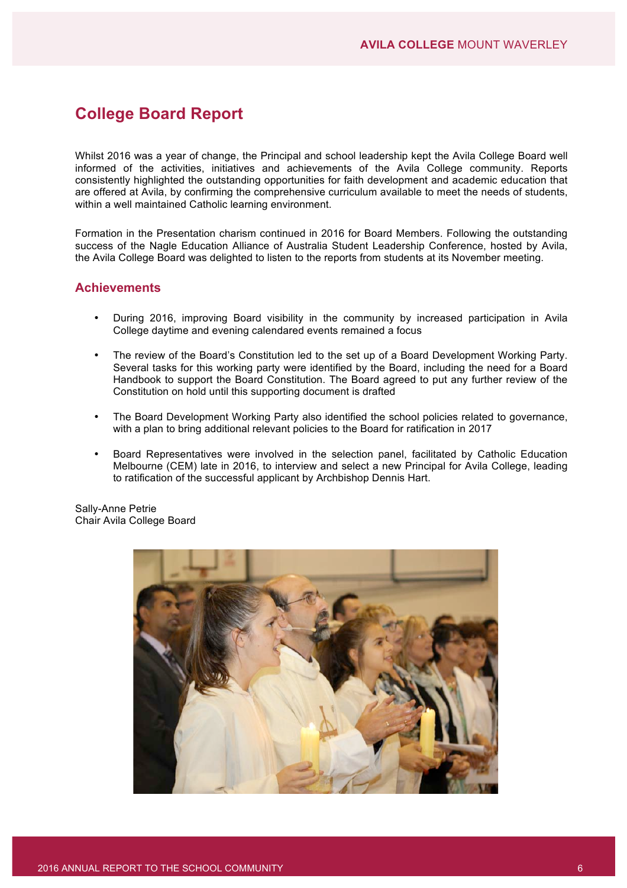# College Board Report

Whilst 2016 was a year of change, the Principal and school leadership kept the Avila College Board well informed of the activities, initiatives and achievements of the Avila College community. Reports consistently highlighted the outstanding opportunities for faith development and academic education that are offered at Avila, by confirming the comprehensive curriculum available to meet the needs of students, within a well maintained Catholic learning environment.

Formation in the Presentation charism continued in 2016 for Board Members. Following the outstanding success of the Nagle Education Alliance of Australia Student Leadership Conference, hosted by Avila, the Avila College Board was delighted to listen to the reports from students at its November meeting.

## Achievements

- During 2016, improving Board visibility in the community by increased participation in Avila College daytime and evening calendared events remained a focus
- The review of the Board's Constitution led to the set up of a Board Development Working Party. Several tasks for this working party were identified by the Board, including the need for a Board Handbook to support the Board Constitution. The Board agreed to put any further review of the Constitution on hold until this supporting document is drafted
- The Board Development Working Party also identified the school policies related to governance, with a plan to bring additional relevant policies to the Board for ratification in 2017
- Board Representatives were involved in the selection panel, facilitated by Catholic Education Melbourne (CEM) late in 2016, to interview and select a new Principal for Avila College, leading to ratification of the successful applicant by Archbishop Dennis Hart.

Sally-Anne Petrie
Chair Avila College Board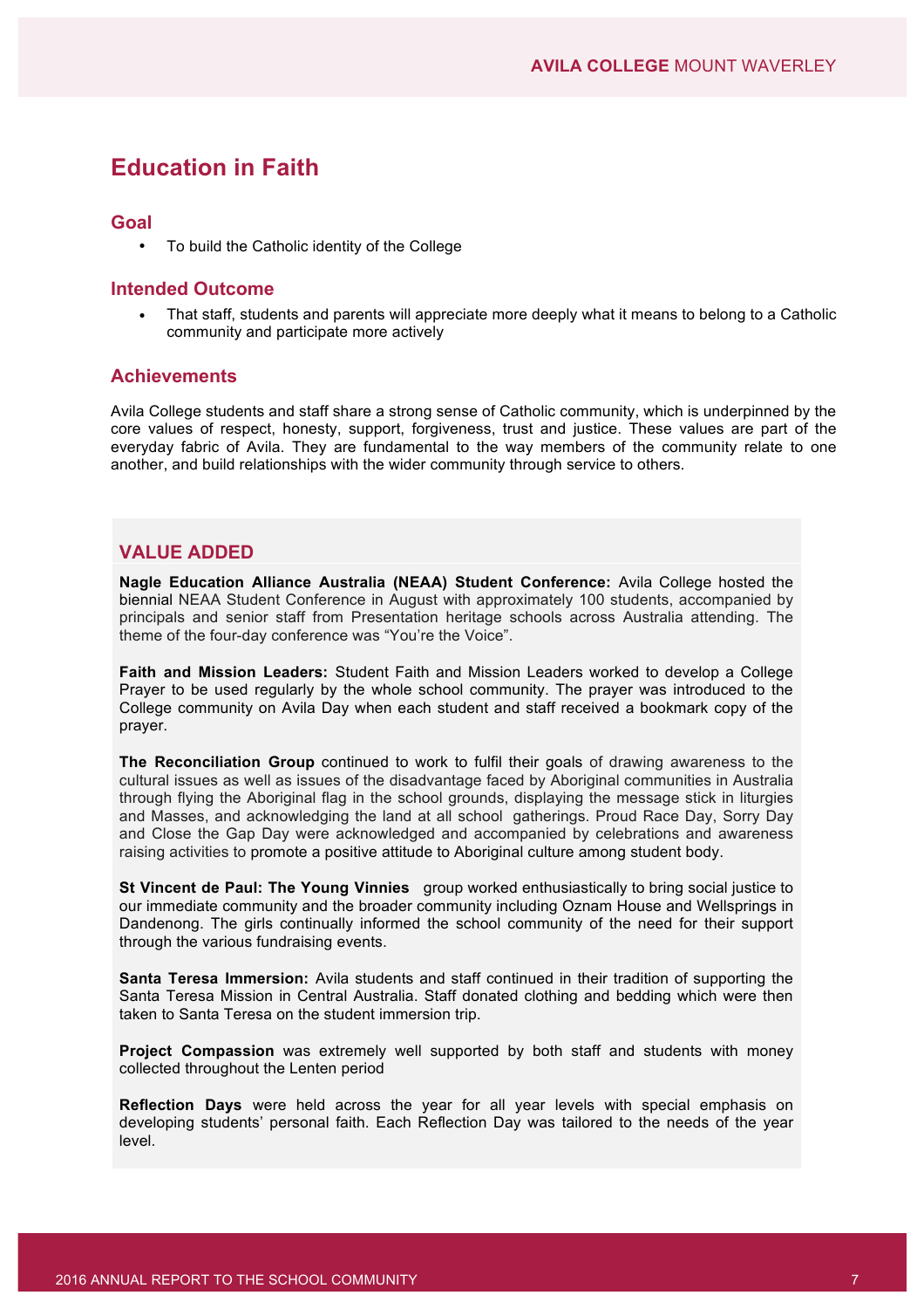# Education in Faith

## Goal

- To build the Catholic identity of the College

## Intended Outcome

- That staff, students and parents will appreciate more deeply what it means to belong to a Catholic community and participate more actively

## Achievements

Avila College students and staff share a strong sense of Catholic community, which is underpinned by the core values of respect, honesty, support, forgiveness, trust and justice. These values are part of the everyday fabric of Avila. They are fundamental to the way members of the community relate to one another, and build relationships with the wider community through service to others.

## VALUE ADDED

**Nagle Education Alliance Australia (NEAA) Student Conference:** Avila College hosted the biennial NEAA Student Conference in August with approximately 100 students, accompanied by principals and senior staff from Presentation heritage schools across Australia attending. The theme of the four-day conference was "You're the Voice".

**Faith and Mission Leaders:** Student Faith and Mission Leaders worked to develop a College Prayer to be used regularly by the whole school community. The prayer was introduced to the College community on Avila Day when each student and staff received a bookmark copy of the prayer.

**The Reconciliation Group** continued to work to fulfil their goals of drawing awareness to the cultural issues as well as issues of the disadvantage faced by Aboriginal communities in Australia through flying the Aboriginal flag in the school grounds, displaying the message stick in liturgies and Masses, and acknowledging the land at all school gatherings. Proud Race Day, Sorry Day and Close the Gap Day were acknowledged and accompanied by celebrations and awareness raising activities to promote a positive attitude to Aboriginal culture among student body.

**St Vincent de Paul: The Young Vinnies** group worked enthusiastically to bring social justice to our immediate community and the broader community including Oznam House and Wellsprings in Dandenong. The girls continually informed the school community of the need for their support through the various fundraising events.

**Santa Teresa Immersion:** Avila students and staff continued in their tradition of supporting the Santa Teresa Mission in Central Australia. Staff donated clothing and bedding which were then taken to Santa Teresa on the student immersion trip.

**Project Compassion** was extremely well supported by both staff and students with money collected throughout the Lenten period

**Reflection Days** were held across the year for all year levels with special emphasis on developing students' personal faith. Each Reflection Day was tailored to the needs of the year level.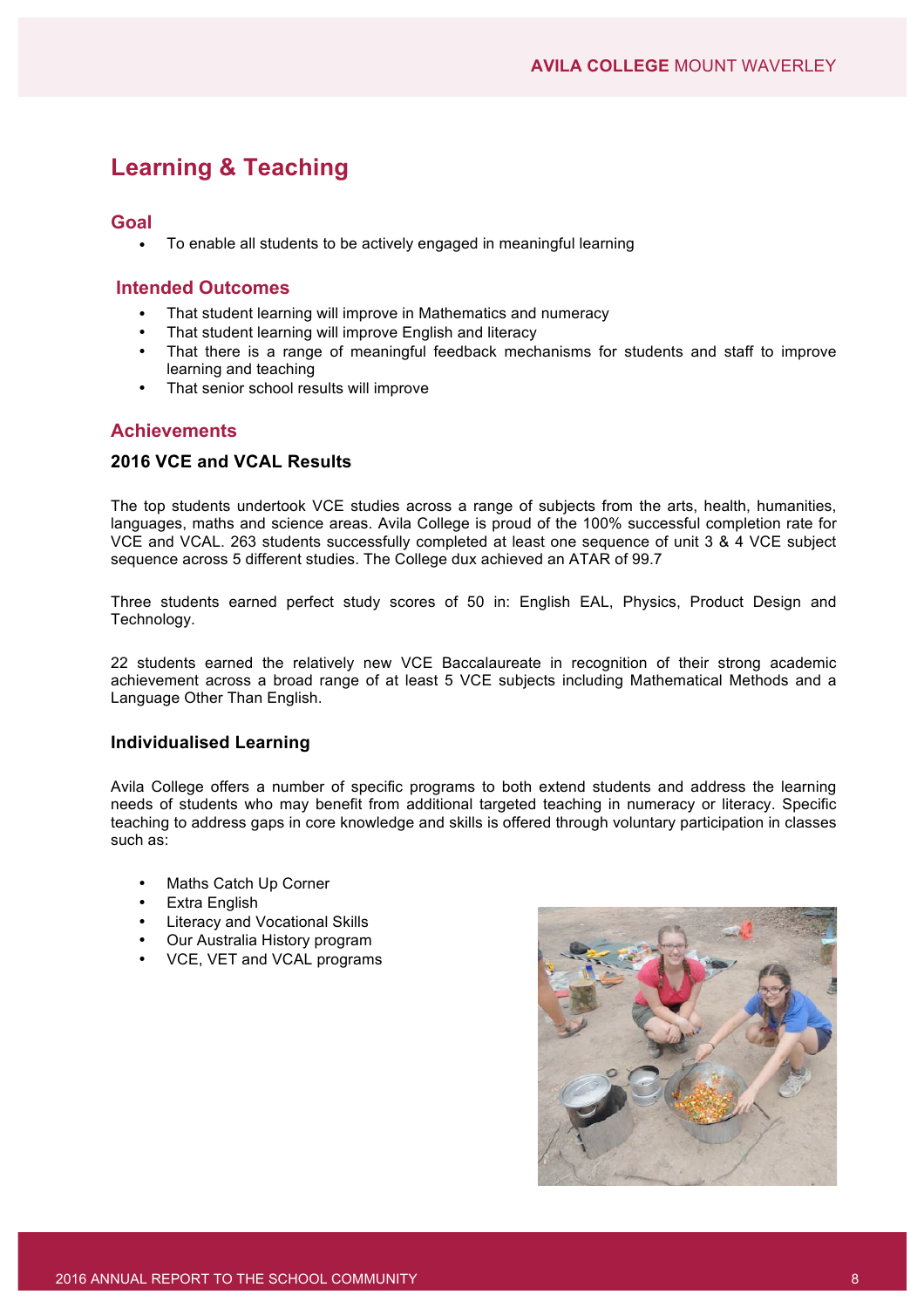# Learning & Teaching

## Goal

- To enable all students to be actively engaged in meaningful learning

## Intended Outcomes

- That student learning will improve in Mathematics and numeracy
- That student learning will improve English and literacy
- That there is a range of meaningful feedback mechanisms for students and staff to improve learning and teaching
- That senior school results will improve

## Achievements

### 2016 VCE and VCAL Results

The top students undertook VCE studies across a range of subjects from the arts, health, humanities, languages, maths and science areas. Avila College is proud of the 100% successful completion rate for VCE and VCAL. 263 students successfully completed at least one sequence of unit 3 & 4 VCE subject sequence across 5 different studies. The College dux achieved an ATAR of 99.7

Three students earned perfect study scores of 50 in: English EAL, Physics, Product Design and Technology.

22 students earned the relatively new VCE Baccalaureate in recognition of their strong academic achievement across a broad range of at least 5 VCE subjects including Mathematical Methods and a Language Other Than English.

### Individualised Learning

Avila College offers a number of specific programs to both extend students and address the learning needs of students who may benefit from additional targeted teaching in numeracy or literacy. Specific teaching to address gaps in core knowledge and skills is offered through voluntary participation in classes such as:

- Maths Catch Up Corner
- Extra English
- Literacy and Vocational Skills
- Our Australia History program
- VCE, VET and VCAL programs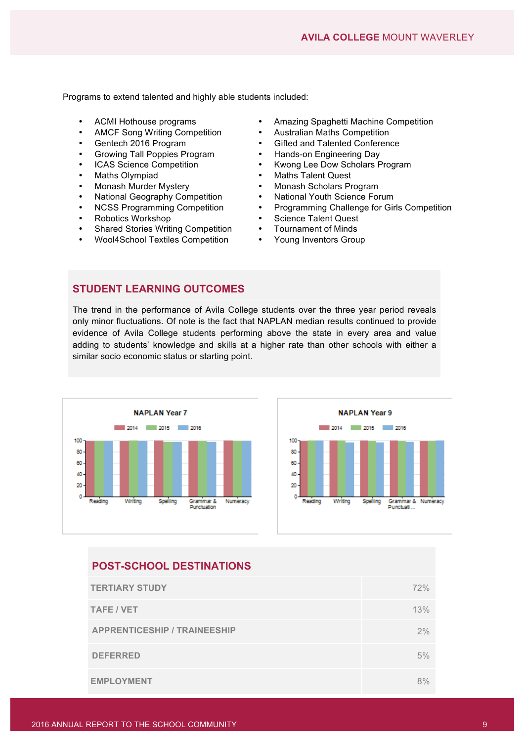Programs to extend talented and highly able students included:

- ACMI Hothouse programs
- AMCF Song Writing Competition
- Gentech 2016 Program
- Growing Tall Poppies Program
- ICAS Science Competition
- Maths Olympiad
- Monash Murder Mystery
- National Geography Competition
- NCSS Programming Competition
- Robotics Workshop
- Shared Stories Writing Competition
- Wool4School Textiles Competition
- Amazing Spaghetti Machine Competition
- Australian Maths Competition
- Gifted and Talented Conference
- Hands-on Engineering Day
- Kwong Lee Dow Scholars Program
- Maths Talent Quest
- Monash Scholars Program
- National Youth Science Forum
- Programming Challenge for Girls Competition
- Science Talent Quest
- Tournament of Minds
- Young Inventors Group

## STUDENT LEARNING OUTCOMES

The trend in the performance of Avila College students over the three year period reveals only minor fluctuations. Of note is the fact that NAPLAN median results continued to provide evidence of Avila College students performing above the state in every area and value adding to students' knowledge and skills at a higher rate than other schools with either a similar socio economic status or starting point.

**NAPLAN Year 7**

2014 | 2015 | 2016

Reading, Writing, Spelling, Grammar & Punctuation, Numeracy

**NAPLAN Year 9**

2014 | 2015 | 2016

Reading, Writing, Spelling, Grammar & Punctuati ..., Numeracy

## POST-SCHOOL DESTINATIONS

| | |
|---|---|
| TERTIARY STUDY | 72% |
| TAFE / VET | 13% |
| APPRENTICESHIP / TRAINEESHIP | 2% |
| DEFERRED | 5% |
| EMPLOYMENT | 8% |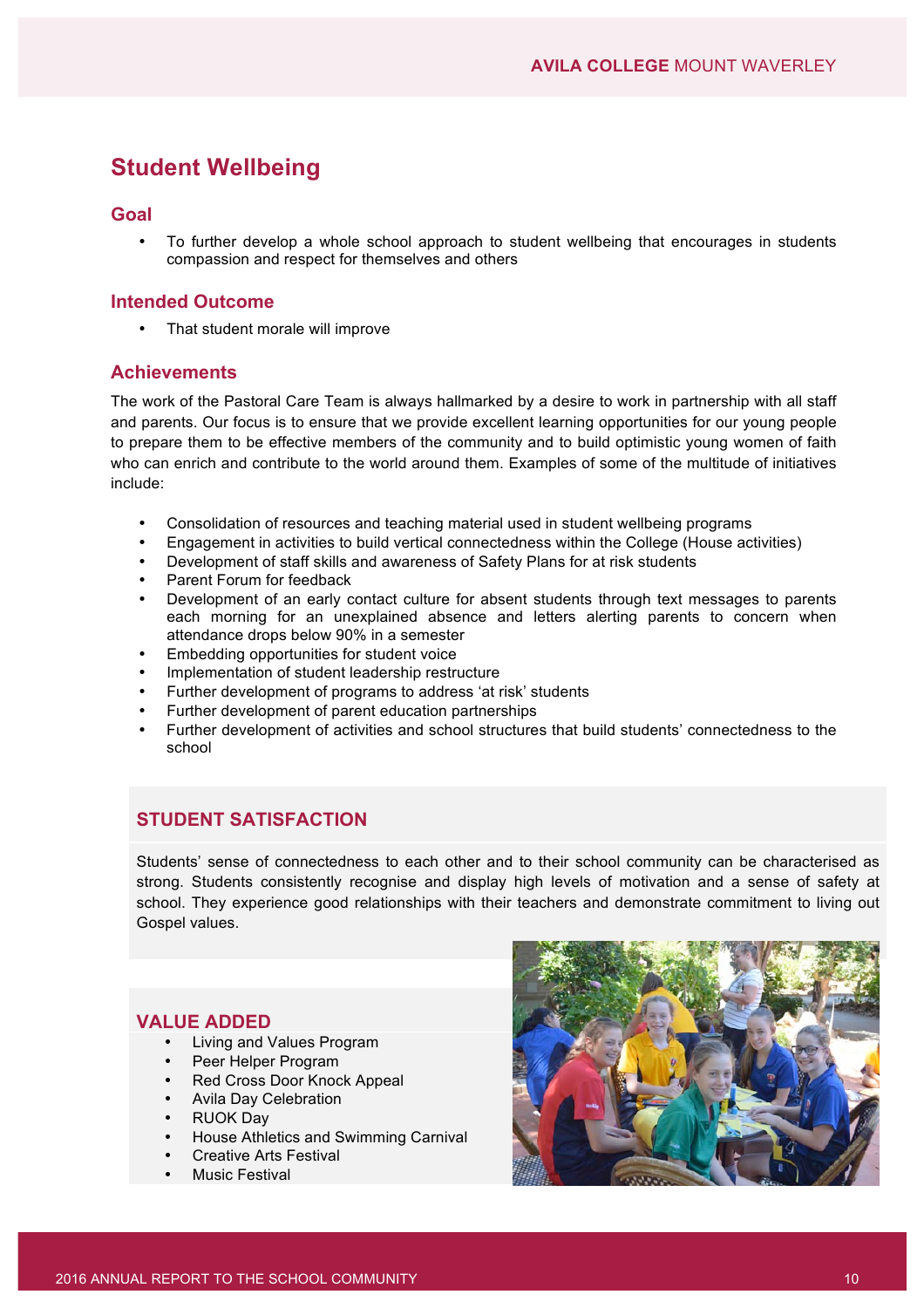## Student Wellbeing

### Goal

- To further develop a whole school approach to student wellbeing that encourages in students compassion and respect for themselves and others

### Intended Outcome

- That student morale will improve

### Achievements

The work of the Pastoral Care Team is always hallmarked by a desire to work in partnership with all staff and parents. Our focus is to ensure that we provide excellent learning opportunities for our young people to prepare them to be effective members of the community and to build optimistic young women of faith who can enrich and contribute to the world around them. Examples of some of the multitude of initiatives include:

- Consolidation of resources and teaching material used in student wellbeing programs
- Engagement in activities to build vertical connectedness within the College (House activities)
- Development of staff skills and awareness of Safety Plans for at risk students
- Parent Forum for feedback
- Development of an early contact culture for absent students through text messages to parents each morning for an unexplained absence and letters alerting parents to concern when attendance drops below 90% in a semester
- Embedding opportunities for student voice
- Implementation of student leadership restructure
- Further development of programs to address 'at risk' students
- Further development of parent education partnerships
- Further development of activities and school structures that build students' connectedness to the school

### STUDENT SATISFACTION

Students' sense of connectedness to each other and to their school community can be characterised as strong. Students consistently recognise and display high levels of motivation and a sense of safety at school. They experience good relationships with their teachers and demonstrate commitment to living out Gospel values.

### VALUE ADDED

- Living and Values Program
- Peer Helper Program
- Red Cross Door Knock Appeal
- Avila Day Celebration
- RUOK Day
- House Athletics and Swimming Carnival
- Creative Arts Festival
- Music Festival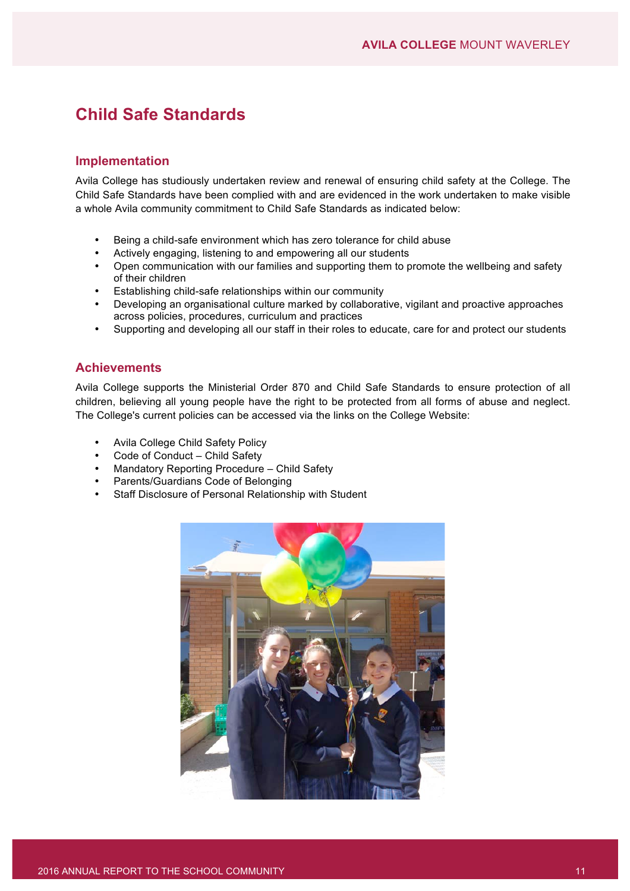# Child Safe Standards

## Implementation

Avila College has studiously undertaken review and renewal of ensuring child safety at the College. The Child Safe Standards have been complied with and are evidenced in the work undertaken to make visible a whole Avila community commitment to Child Safe Standards as indicated below:

- Being a child-safe environment which has zero tolerance for child abuse
- Actively engaging, listening to and empowering all our students
- Open communication with our families and supporting them to promote the wellbeing and safety of their children
- Establishing child-safe relationships within our community
- Developing an organisational culture marked by collaborative, vigilant and proactive approaches across policies, procedures, curriculum and practices
- Supporting and developing all our staff in their roles to educate, care for and protect our students

## Achievements

Avila College supports the Ministerial Order 870 and Child Safe Standards to ensure protection of all children, believing all young people have the right to be protected from all forms of abuse and neglect. The College's current policies can be accessed via the links on the College Website:

- Avila College Child Safety Policy
- Code of Conduct – Child Safety
- Mandatory Reporting Procedure – Child Safety
- Parents/Guardians Code of Belonging
- Staff Disclosure of Personal Relationship with Student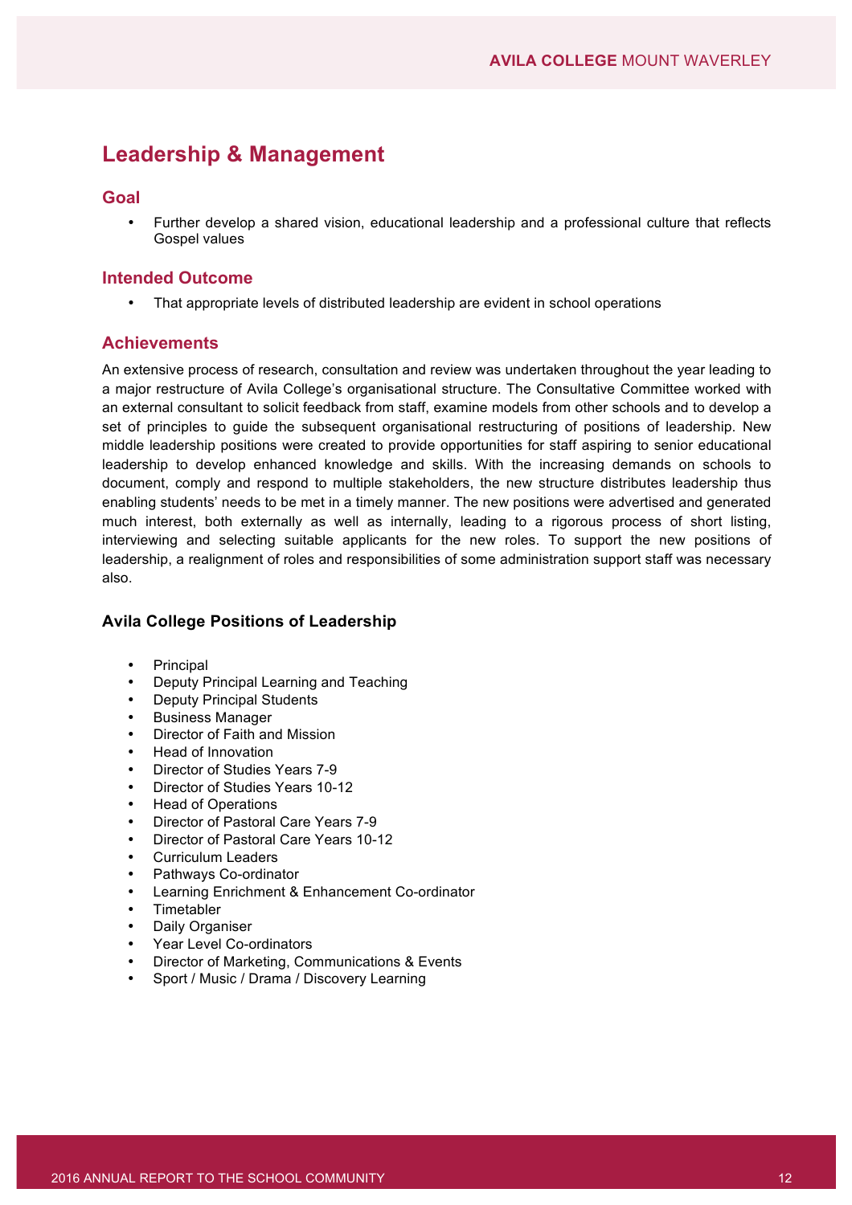## Leadership & Management

### Goal

- Further develop a shared vision, educational leadership and a professional culture that reflects Gospel values

### Intended Outcome

- That appropriate levels of distributed leadership are evident in school operations

### Achievements

An extensive process of research, consultation and review was undertaken throughout the year leading to a major restructure of Avila College's organisational structure. The Consultative Committee worked with an external consultant to solicit feedback from staff, examine models from other schools and to develop a set of principles to guide the subsequent organisational restructuring of positions of leadership. New middle leadership positions were created to provide opportunities for staff aspiring to senior educational leadership to develop enhanced knowledge and skills. With the increasing demands on schools to document, comply and respond to multiple stakeholders, the new structure distributes leadership thus enabling students' needs to be met in a timely manner. The new positions were advertised and generated much interest, both externally as well as internally, leading to a rigorous process of short listing, interviewing and selecting suitable applicants for the new roles. To support the new positions of leadership, a realignment of roles and responsibilities of some administration support staff was necessary also.

**Avila College Positions of Leadership**

- Principal
- Deputy Principal Learning and Teaching
- Deputy Principal Students
- Business Manager
- Director of Faith and Mission
- Head of Innovation
- Director of Studies Years 7-9
- Director of Studies Years 10-12
- Head of Operations
- Director of Pastoral Care Years 7-9
- Director of Pastoral Care Years 10-12
- Curriculum Leaders
- Pathways Co-ordinator
- Learning Enrichment & Enhancement Co-ordinator
- Timetabler
- Daily Organiser
- Year Level Co-ordinators
- Director of Marketing, Communications & Events
- Sport / Music / Drama / Discovery Learning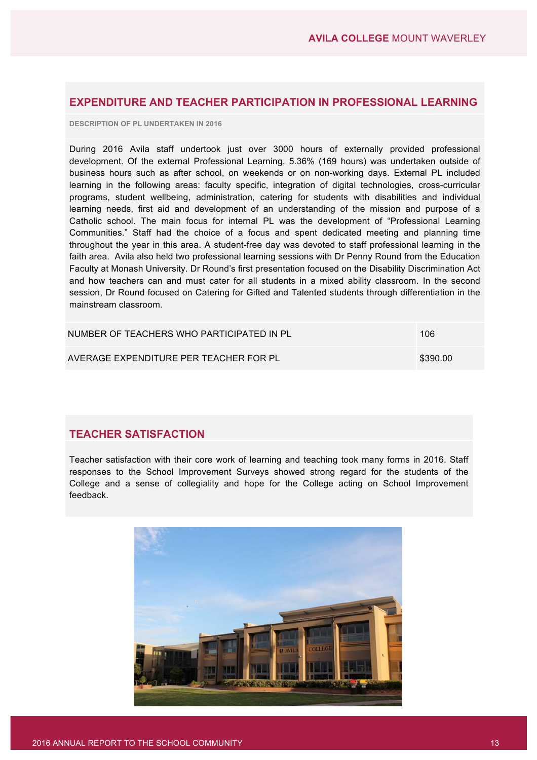## EXPENDITURE AND TEACHER PARTICIPATION IN PROFESSIONAL LEARNING

**DESCRIPTION OF PL UNDERTAKEN IN 2016**

During 2016 Avila staff undertook just over 3000 hours of externally provided professional development. Of the external Professional Learning, 5.36% (169 hours) was undertaken outside of business hours such as after school, on weekends or on non-working days. External PL included learning in the following areas: faculty specific, integration of digital technologies, cross-curricular programs, student wellbeing, administration, catering for students with disabilities and individual learning needs, first aid and development of an understanding of the mission and purpose of a Catholic school. The main focus for internal PL was the development of "Professional Learning Communities." Staff had the choice of a focus and spent dedicated meeting and planning time throughout the year in this area. A student-free day was devoted to staff professional learning in the faith area. Avila also held two professional learning sessions with Dr Penny Round from the Education Faculty at Monash University. Dr Round's first presentation focused on the Disability Discrimination Act and how teachers can and must cater for all students in a mixed ability classroom. In the second session, Dr Round focused on Catering for Gifted and Talented students through differentiation in the mainstream classroom.

| | |
|---|---|
| NUMBER OF TEACHERS WHO PARTICIPATED IN PL | 106 |
| AVERAGE EXPENDITURE PER TEACHER FOR PL | $390.00 |

## TEACHER SATISFACTION

Teacher satisfaction with their core work of learning and teaching took many forms in 2016. Staff responses to the School Improvement Surveys showed strong regard for the students of the College and a sense of collegiality and hope for the College acting on School Improvement feedback.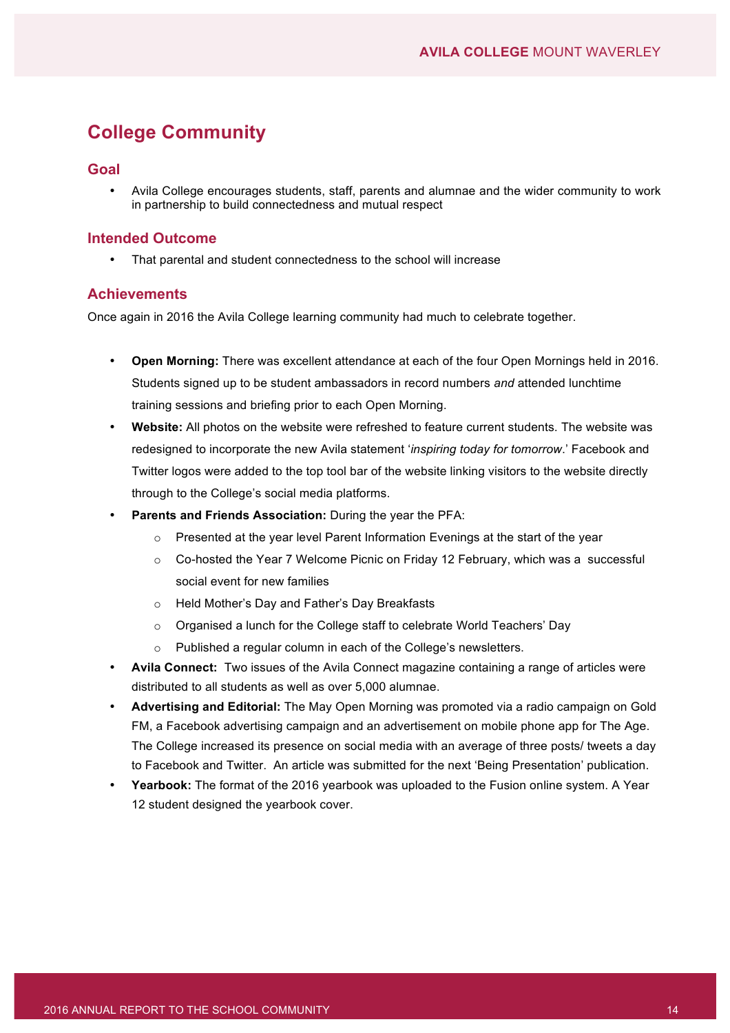## College Community

### Goal

- Avila College encourages students, staff, parents and alumnae and the wider community to work in partnership to build connectedness and mutual respect

### Intended Outcome

- That parental and student connectedness to the school will increase

### Achievements

Once again in 2016 the Avila College learning community had much to celebrate together.

- **Open Morning:** There was excellent attendance at each of the four Open Mornings held in 2016. Students signed up to be student ambassadors in record numbers *and* attended lunchtime training sessions and briefing prior to each Open Morning.
- **Website:** All photos on the website were refreshed to feature current students. The website was redesigned to incorporate the new Avila statement '*inspiring today for tomorrow*.' Facebook and Twitter logos were added to the top tool bar of the website linking visitors to the website directly through to the College's social media platforms.
- **Parents and Friends Association:** During the year the PFA:
    - Presented at the year level Parent Information Evenings at the start of the year
    - Co-hosted the Year 7 Welcome Picnic on Friday 12 February, which was a successful social event for new families
    - Held Mother's Day and Father's Day Breakfasts
    - Organised a lunch for the College staff to celebrate World Teachers' Day
    - Published a regular column in each of the College's newsletters.
- **Avila Connect:** Two issues of the Avila Connect magazine containing a range of articles were distributed to all students as well as over 5,000 alumnae.
- **Advertising and Editorial:** The May Open Morning was promoted via a radio campaign on Gold FM, a Facebook advertising campaign and an advertisement on mobile phone app for The Age. The College increased its presence on social media with an average of three posts/ tweets a day to Facebook and Twitter. An article was submitted for the next 'Being Presentation' publication.
- **Yearbook:** The format of the 2016 yearbook was uploaded to the Fusion online system. A Year 12 student designed the yearbook cover.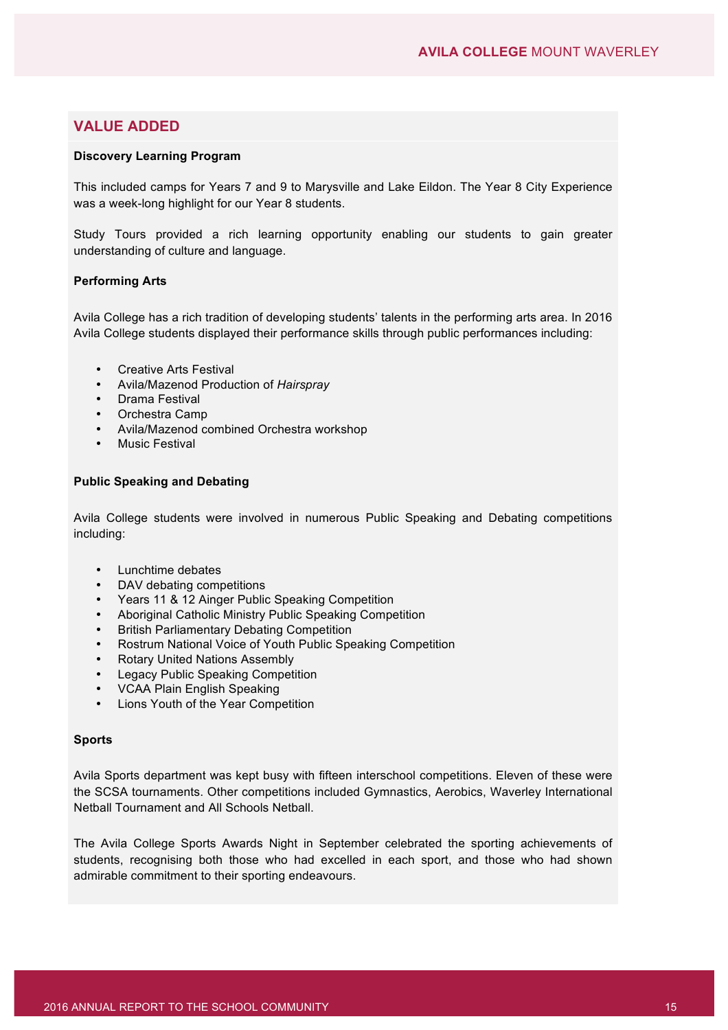## VALUE ADDED

**Discovery Learning Program**

This included camps for Years 7 and 9 to Marysville and Lake Eildon. The Year 8 City Experience was a week-long highlight for our Year 8 students.

Study Tours provided a rich learning opportunity enabling our students to gain greater understanding of culture and language.

**Performing Arts**

Avila College has a rich tradition of developing students' talents in the performing arts area. In 2016 Avila College students displayed their performance skills through public performances including:

- Creative Arts Festival
- Avila/Mazenod Production of *Hairspray*
- Drama Festival
- Orchestra Camp
- Avila/Mazenod combined Orchestra workshop
- Music Festival

**Public Speaking and Debating**

Avila College students were involved in numerous Public Speaking and Debating competitions including:

- Lunchtime debates
- DAV debating competitions
- Years 11 & 12 Ainger Public Speaking Competition
- Aboriginal Catholic Ministry Public Speaking Competition
- British Parliamentary Debating Competition
- Rostrum National Voice of Youth Public Speaking Competition
- Rotary United Nations Assembly
- Legacy Public Speaking Competition
- VCAA Plain English Speaking
- Lions Youth of the Year Competition

**Sports**

Avila Sports department was kept busy with fifteen interschool competitions. Eleven of these were the SCSA tournaments. Other competitions included Gymnastics, Aerobics, Waverley International Netball Tournament and All Schools Netball.

The Avila College Sports Awards Night in September celebrated the sporting achievements of students, recognising both those who had excelled in each sport, and those who had shown admirable commitment to their sporting endeavours.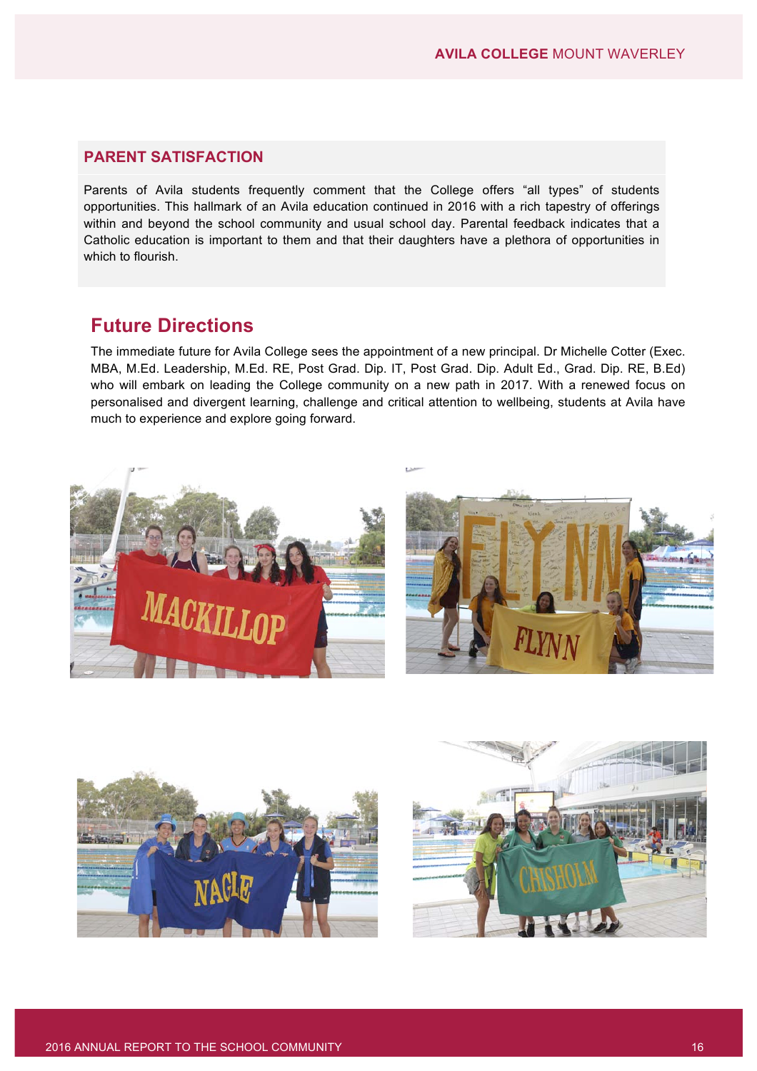## PARENT SATISFACTION

Parents of Avila students frequently comment that the College offers “all types” of students opportunities. This hallmark of an Avila education continued in 2016 with a rich tapestry of offerings within and beyond the school community and usual school day. Parental feedback indicates that a Catholic education is important to them and that their daughters have a plethora of opportunities in which to flourish.

## Future Directions

The immediate future for Avila College sees the appointment of a new principal. Dr Michelle Cotter (Exec. MBA, M.Ed. Leadership, M.Ed. RE, Post Grad. Dip. IT, Post Grad. Dip. Adult Ed., Grad. Dip. RE, B.Ed) who will embark on leading the College community on a new path in 2017. With a renewed focus on personalised and divergent learning, challenge and critical attention to wellbeing, students at Avila have much to experience and explore going forward.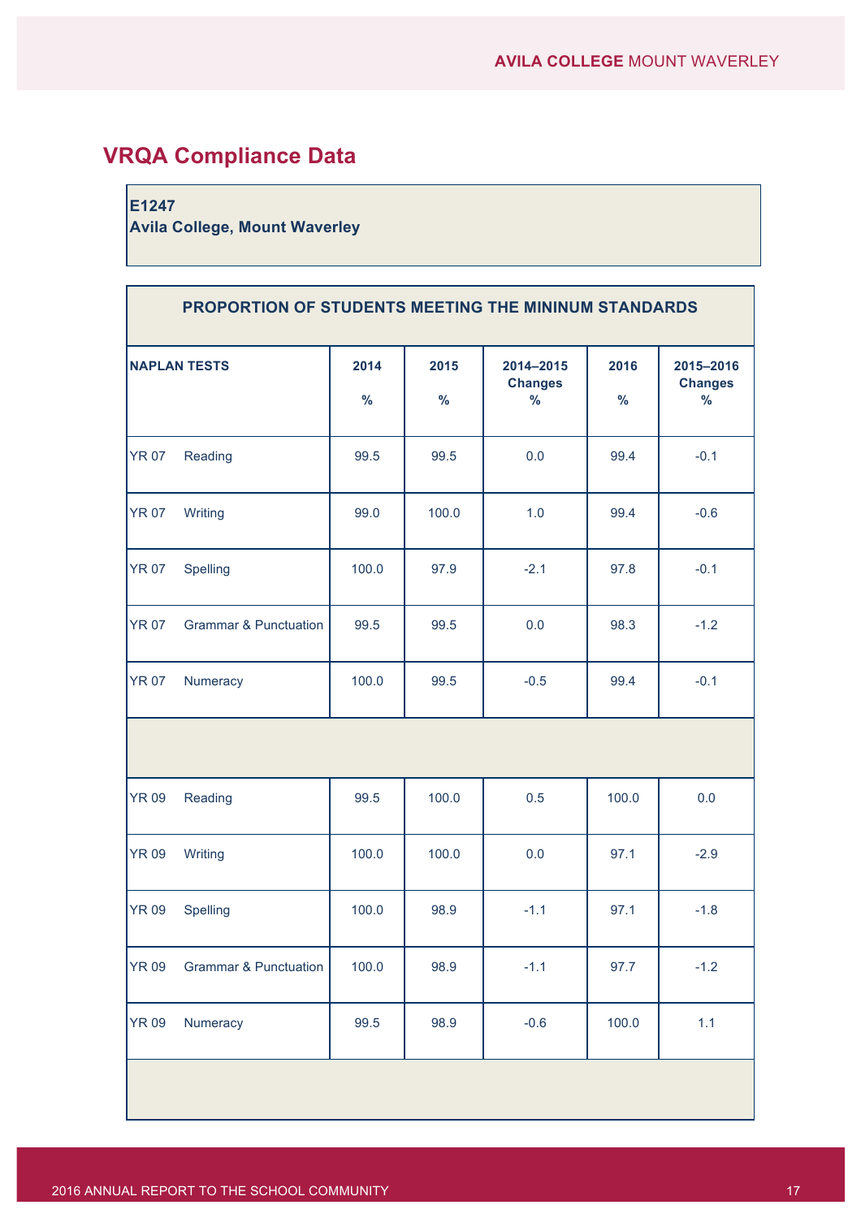## VRQA Compliance Data

**E1247**
**Avila College, Mount Waverley**

| PROPORTION OF STUDENTS MEETING THE MININUM STANDARDS | | | | | | |
|---|---|---|---|---|---|---|
| **NAPLAN TESTS** | | **2014 %** | **2015 %** | **2014–2015 Changes %** | **2016 %** | **2015–2016 Changes %** |
| YR 07 | Reading | 99.5 | 99.5 | 0.0 | 99.4 | -0.1 |
| YR 07 | Writing | 99.0 | 100.0 | 1.0 | 99.4 | -0.6 |
| YR 07 | Spelling | 100.0 | 97.9 | -2.1 | 97.8 | -0.1 |
| YR 07 | Grammar & Punctuation | 99.5 | 99.5 | 0.0 | 98.3 | -1.2 |
| YR 07 | Numeracy | 100.0 | 99.5 | -0.5 | 99.4 | -0.1 |
| | | | | | | |
| YR 09 | Reading | 99.5 | 100.0 | 0.5 | 100.0 | 0.0 |
| YR 09 | Writing | 100.0 | 100.0 | 0.0 | 97.1 | -2.9 |
| YR 09 | Spelling | 100.0 | 98.9 | -1.1 | 97.1 | -1.8 |
| YR 09 | Grammar & Punctuation | 100.0 | 98.9 | -1.1 | 97.7 | -1.2 |
| YR 09 | Numeracy | 99.5 | 98.9 | -0.6 | 100.0 | 1.1 |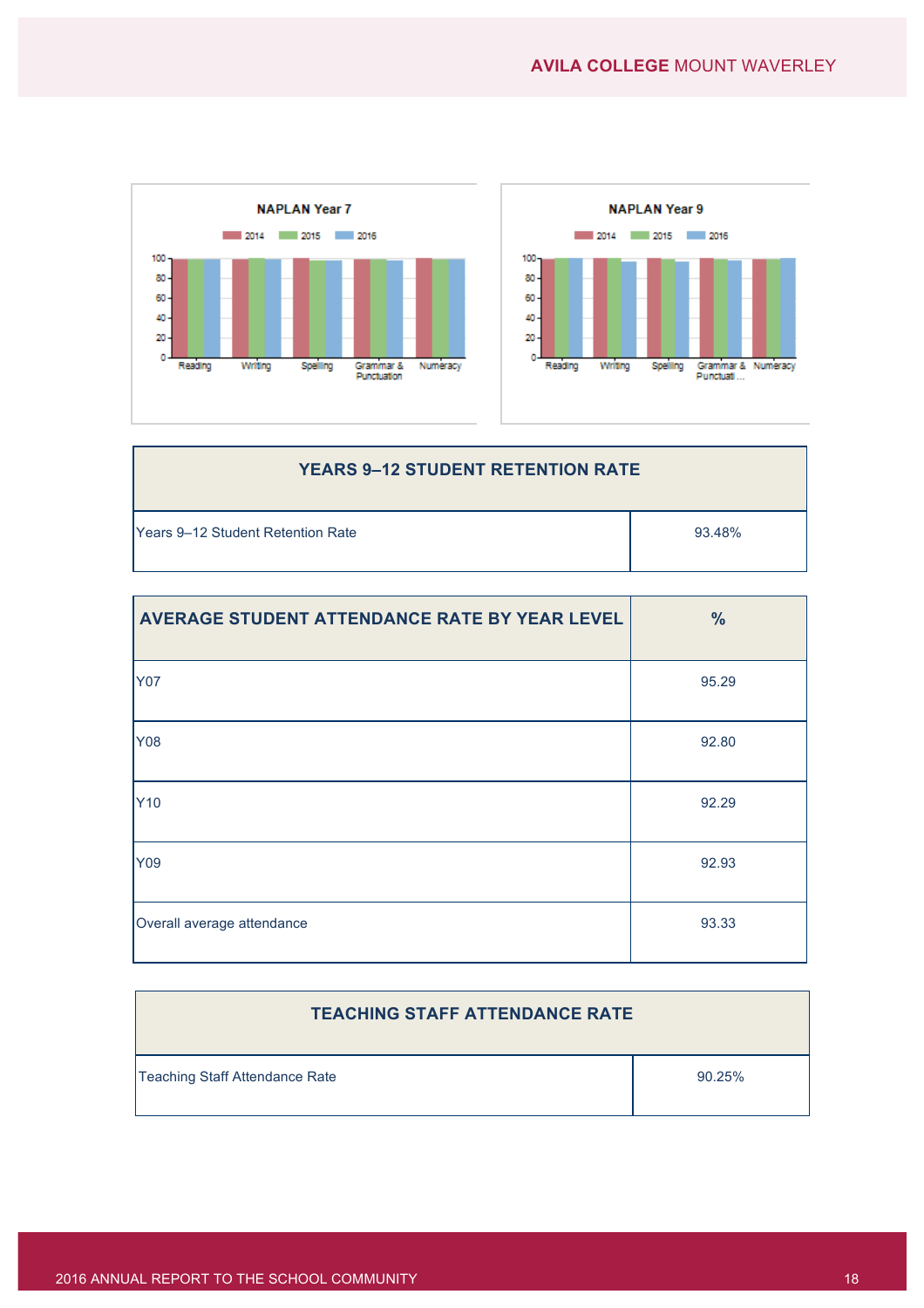NAPLAN Year 7

| | 2014 | 2015 | 2016 |
|---|---|---|---|
| Reading | | | |
| Writing | | | |
| Spelling | | | |
| Grammar & Punctuation | | | |
| Numeracy | | | |

NAPLAN Year 9

| | 2014 | 2015 | 2016 |
|---|---|---|---|
| Reading | | | |
| Writing | | | |
| Spelling | | | |
| Grammar & Punctuation | | | |
| Numeracy | | | |

| YEARS 9–12 STUDENT RETENTION RATE | |
|---|---|
| Years 9–12 Student Retention Rate | 93.48% |

| AVERAGE STUDENT ATTENDANCE RATE BY YEAR LEVEL | % |
|---|---|
| Y07 | 95.29 |
| Y08 | 92.80 |
| Y10 | 92.29 |
| Y09 | 92.93 |
| Overall average attendance | 93.33 |

| TEACHING STAFF ATTENDANCE RATE | |
|---|---|
| Teaching Staff Attendance Rate | 90.25% |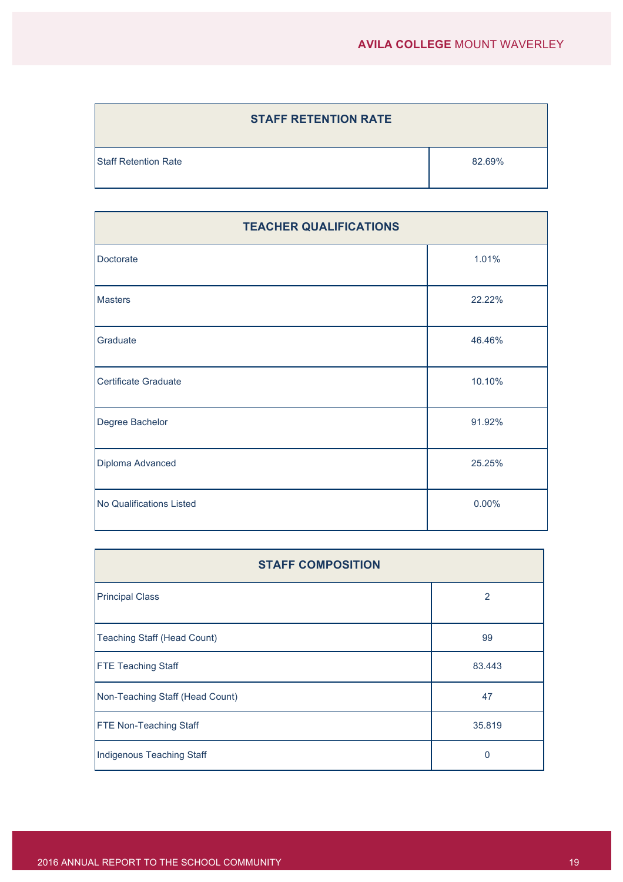| STAFF RETENTION RATE | |
|---|---|
| Staff Retention Rate | 82.69% |

| TEACHER QUALIFICATIONS | |
|---|---|
| Doctorate | 1.01% |
| Masters | 22.22% |
| Graduate | 46.46% |
| Certificate Graduate | 10.10% |
| Degree Bachelor | 91.92% |
| Diploma Advanced | 25.25% |
| No Qualifications Listed | 0.00% |

| STAFF COMPOSITION | |
|---|---|
| Principal Class | 2 |
| Teaching Staff (Head Count) | 99 |
| FTE Teaching Staff | 83.443 |
| Non-Teaching Staff (Head Count) | 47 |
| FTE Non-Teaching Staff | 35.819 |
| Indigenous Teaching Staff | 0 |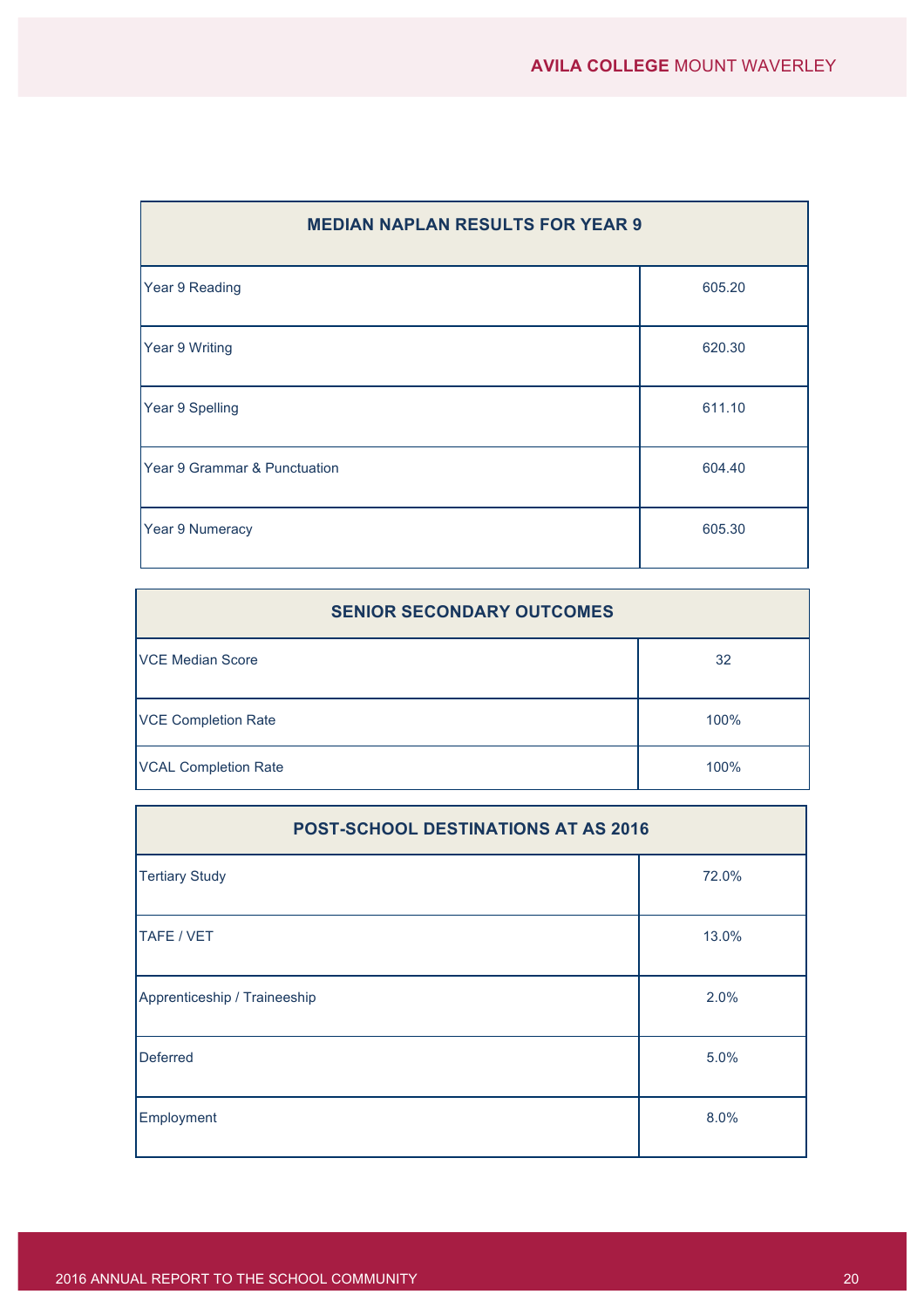| MEDIAN NAPLAN RESULTS FOR YEAR 9 | |
|---|---|
| Year 9 Reading | 605.20 |
| Year 9 Writing | 620.30 |
| Year 9 Spelling | 611.10 |
| Year 9 Grammar & Punctuation | 604.40 |
| Year 9 Numeracy | 605.30 |

| SENIOR SECONDARY OUTCOMES | |
|---|---|
| VCE Median Score | 32 |
| VCE Completion Rate | 100% |
| VCAL Completion Rate | 100% |

| POST-SCHOOL DESTINATIONS AT AS 2016 | |
|---|---|
| Tertiary Study | 72.0% |
| TAFE / VET | 13.0% |
| Apprenticeship / Traineeship | 2.0% |
| Deferred | 5.0% |
| Employment | 8.0% |